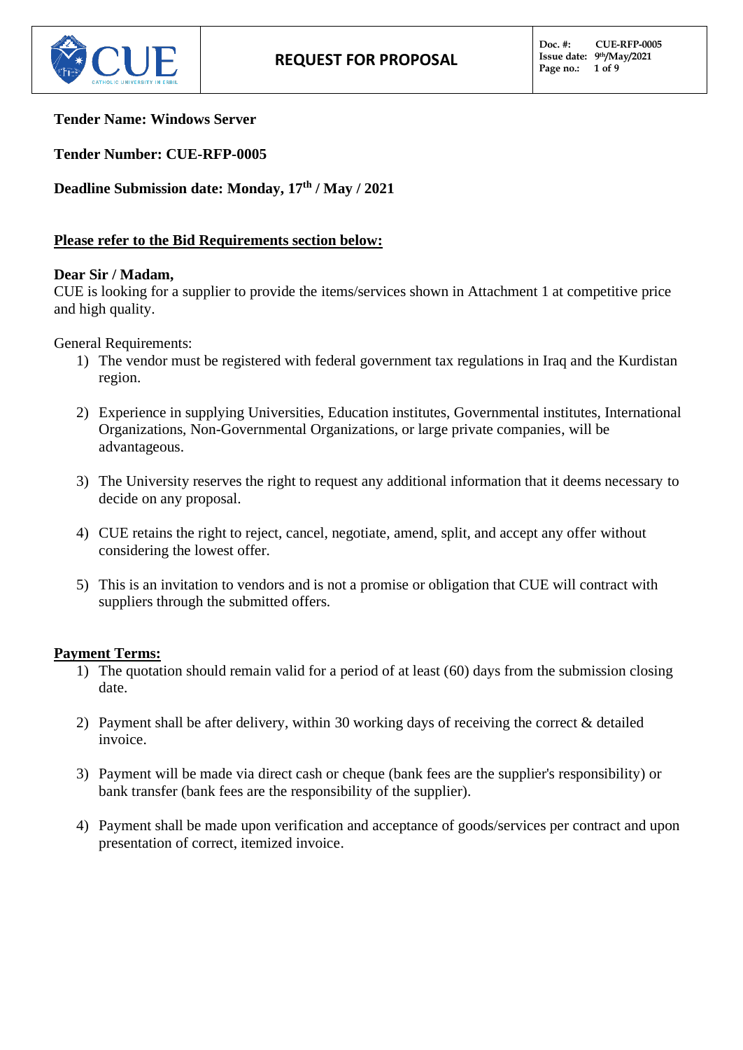**Tender Name: Windows Server**

**Tender Number: CUE-RFP-0005**

**Deadline Submission date: Monday, 17th / May / 2021**

**Please refer to the Bid Requirements section below:**

**Dear Sir / Madam,**

CUE is looking for a supplier to provide the items/services shown in Attachment 1 at competitive price and high quality.

General Requirements:

1) The vendor must be registered with federal government tax regulations in Iraq and the Kurdistan region.
2) Experience in supplying Universities, Education institutes, Governmental institutes, International Organizations, Non-Governmental Organizations, or large private companies, will be advantageous.
3) The University reserves the right to request any additional information that it deems necessary to decide on any proposal.
4) CUE retains the right to reject, cancel, negotiate, amend, split, and accept any offer without considering the lowest offer.
5) This is an invitation to vendors and is not a promise or obligation that CUE will contract with suppliers through the submitted offers.

**Payment Terms:**

1) The quotation should remain valid for a period of at least (60) days from the submission closing date.
2) Payment shall be after delivery, within 30 working days of receiving the correct & detailed invoice.
3) Payment will be made via direct cash or cheque (bank fees are the supplier's responsibility) or bank transfer (bank fees are the responsibility of the supplier).
4) Payment shall be made upon verification and acceptance of goods/services per contract and upon presentation of correct, itemized invoice.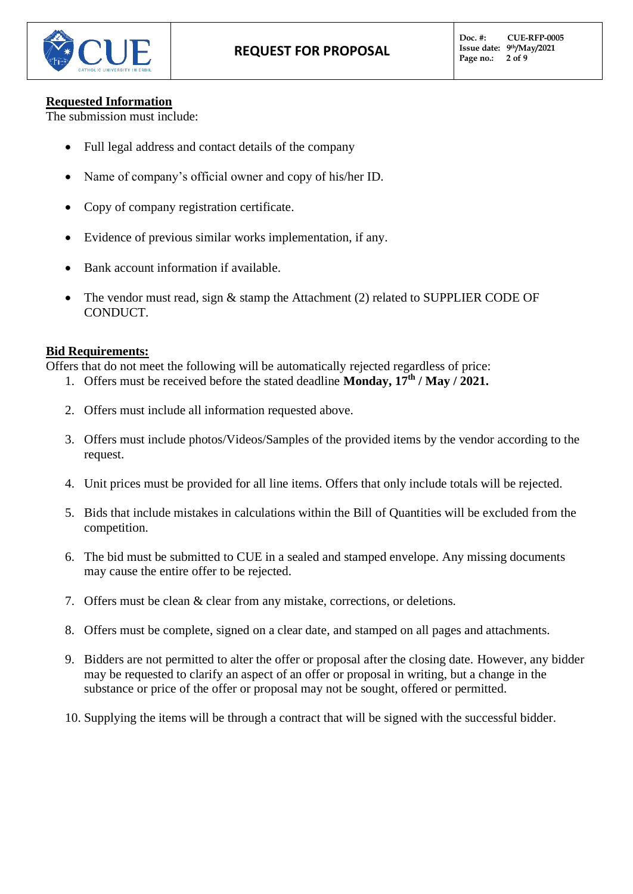**Requested Information**

The submission must include:

- Full legal address and contact details of the company
- Name of company's official owner and copy of his/her ID.
- Copy of company registration certificate.
- Evidence of previous similar works implementation, if any.
- Bank account information if available.
- The vendor must read, sign & stamp the Attachment (2) related to SUPPLIER CODE OF CONDUCT.

**Bid Requirements:**

Offers that do not meet the following will be automatically rejected regardless of price:

1. Offers must be received before the stated deadline **Monday, 17th / May / 2021.**
2. Offers must include all information requested above.
3. Offers must include photos/Videos/Samples of the provided items by the vendor according to the request.
4. Unit prices must be provided for all line items. Offers that only include totals will be rejected.
5. Bids that include mistakes in calculations within the Bill of Quantities will be excluded from the competition.
6. The bid must be submitted to CUE in a sealed and stamped envelope. Any missing documents may cause the entire offer to be rejected.
7. Offers must be clean & clear from any mistake, corrections, or deletions.
8. Offers must be complete, signed on a clear date, and stamped on all pages and attachments.
9. Bidders are not permitted to alter the offer or proposal after the closing date. However, any bidder may be requested to clarify an aspect of an offer or proposal in writing, but a change in the substance or price of the offer or proposal may not be sought, offered or permitted.
10. Supplying the items will be through a contract that will be signed with the successful bidder.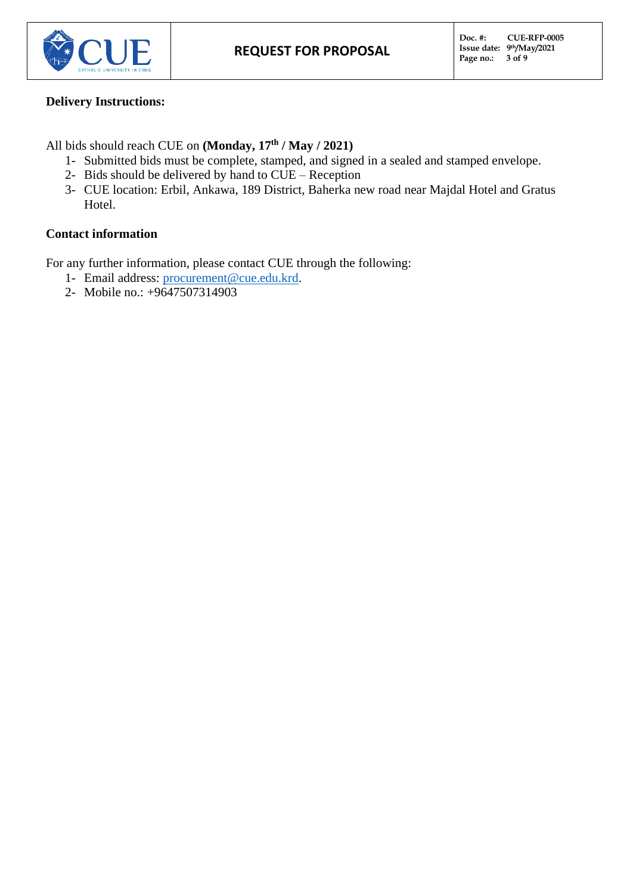**Delivery Instructions:**

All bids should reach CUE on **(Monday, 17th / May / 2021)**

1- Submitted bids must be complete, stamped, and signed in a sealed and stamped envelope.
2- Bids should be delivered by hand to CUE – Reception
3- CUE location: Erbil, Ankawa, 189 District, Baherka new road near Majdal Hotel and Gratus Hotel.

**Contact information**

For any further information, please contact CUE through the following:

1- Email address: procurement@cue.edu.krd.
2- Mobile no.: +9647507314903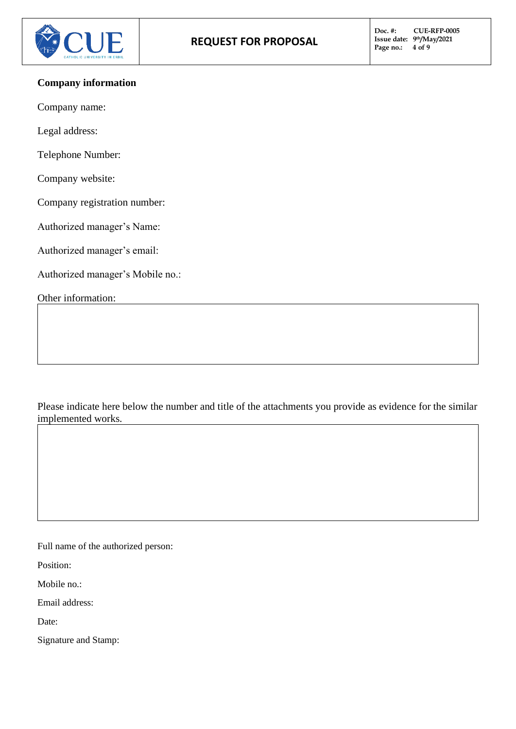**Company information**

Company name:

Legal address:

Telephone Number:

Company website:

Company registration number:

Authorized manager's Name:

Authorized manager's email:

Authorized manager's Mobile no.:

Other information:

| |
|---|
| |

Please indicate here below the number and title of the attachments you provide as evidence for the similar implemented works.

| |
|---|
| |

Full name of the authorized person:

Position:

Mobile no.:

Email address:

Date:

Signature and Stamp: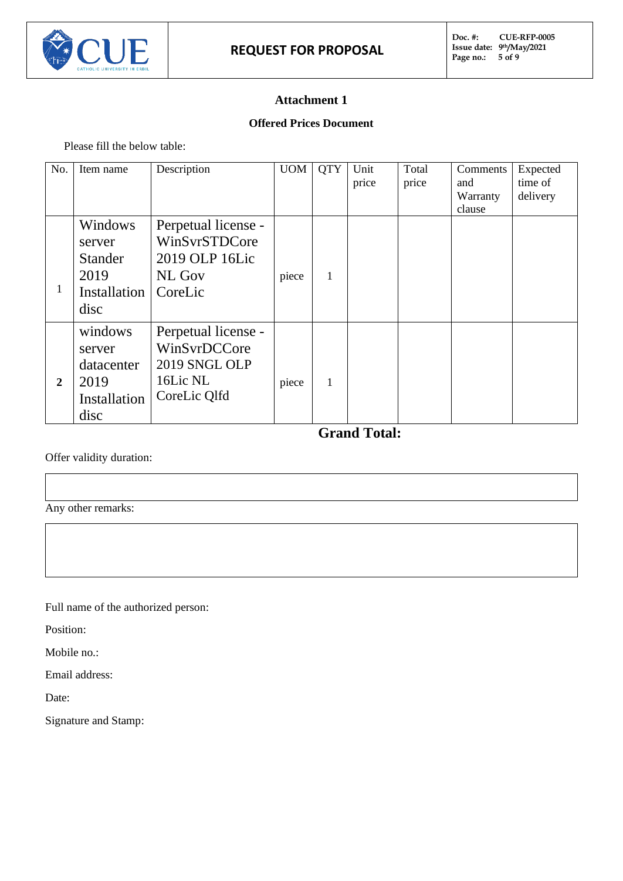## Attachment 1

### Offered Prices Document

Please fill the below table:

| No. | Item name | Description | UOM | QTY | Unit price | Total price | Comments and Warranty clause | Expected time of delivery |
|---|---|---|---|---|---|---|---|---|
| 1 | Windows server Stander 2019 Installation disc | Perpetual license - WinSvrSTDCore 2019 OLP 16Lic NL Gov CoreLic | piece | 1 | | | | |
| **2** | windows server datacenter 2019 Installation disc | Perpetual license - WinSvrDCCore 2019 SNGL OLP 16Lic NL CoreLic Qlfd | piece | 1 | | | | |
| | | | | | **Grand Total:** | | | |

Offer validity duration:

Any other remarks:

Full name of the authorized person:

Position:

Mobile no.:

Email address:

Date:

Signature and Stamp: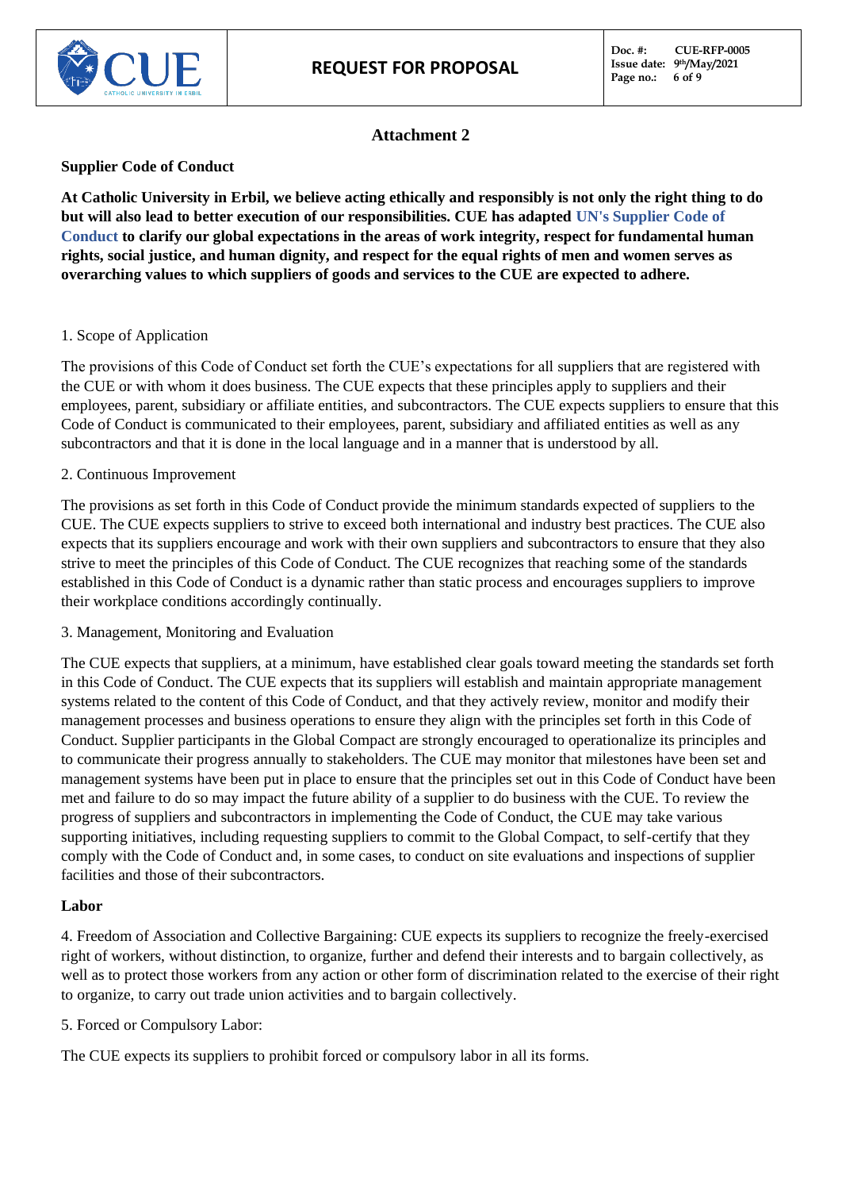## Attachment 2

**Supplier Code of Conduct**

**At Catholic University in Erbil, we believe acting ethically and responsibly is not only the right thing to do but will also lead to better execution of our responsibilities. CUE has adapted UN's Supplier Code of Conduct to clarify our global expectations in the areas of work integrity, respect for fundamental human rights, social justice, and human dignity, and respect for the equal rights of men and women serves as overarching values to which suppliers of goods and services to the CUE are expected to adhere.**

1. Scope of Application

The provisions of this Code of Conduct set forth the CUE's expectations for all suppliers that are registered with the CUE or with whom it does business. The CUE expects that these principles apply to suppliers and their employees, parent, subsidiary or affiliate entities, and subcontractors. The CUE expects suppliers to ensure that this Code of Conduct is communicated to their employees, parent, subsidiary and affiliated entities as well as any subcontractors and that it is done in the local language and in a manner that is understood by all.

2. Continuous Improvement

The provisions as set forth in this Code of Conduct provide the minimum standards expected of suppliers to the CUE. The CUE expects suppliers to strive to exceed both international and industry best practices. The CUE also expects that its suppliers encourage and work with their own suppliers and subcontractors to ensure that they also strive to meet the principles of this Code of Conduct. The CUE recognizes that reaching some of the standards established in this Code of Conduct is a dynamic rather than static process and encourages suppliers to improve their workplace conditions accordingly continually.

3. Management, Monitoring and Evaluation

The CUE expects that suppliers, at a minimum, have established clear goals toward meeting the standards set forth in this Code of Conduct. The CUE expects that its suppliers will establish and maintain appropriate management systems related to the content of this Code of Conduct, and that they actively review, monitor and modify their management processes and business operations to ensure they align with the principles set forth in this Code of Conduct. Supplier participants in the Global Compact are strongly encouraged to operationalize its principles and to communicate their progress annually to stakeholders. The CUE may monitor that milestones have been set and management systems have been put in place to ensure that the principles set out in this Code of Conduct have been met and failure to do so may impact the future ability of a supplier to do business with the CUE. To review the progress of suppliers and subcontractors in implementing the Code of Conduct, the CUE may take various supporting initiatives, including requesting suppliers to commit to the Global Compact, to self-certify that they comply with the Code of Conduct and, in some cases, to conduct on site evaluations and inspections of supplier facilities and those of their subcontractors.

**Labor**

4. Freedom of Association and Collective Bargaining: CUE expects its suppliers to recognize the freely-exercised right of workers, without distinction, to organize, further and defend their interests and to bargain collectively, as well as to protect those workers from any action or other form of discrimination related to the exercise of their right to organize, to carry out trade union activities and to bargain collectively.

5. Forced or Compulsory Labor:

The CUE expects its suppliers to prohibit forced or compulsory labor in all its forms.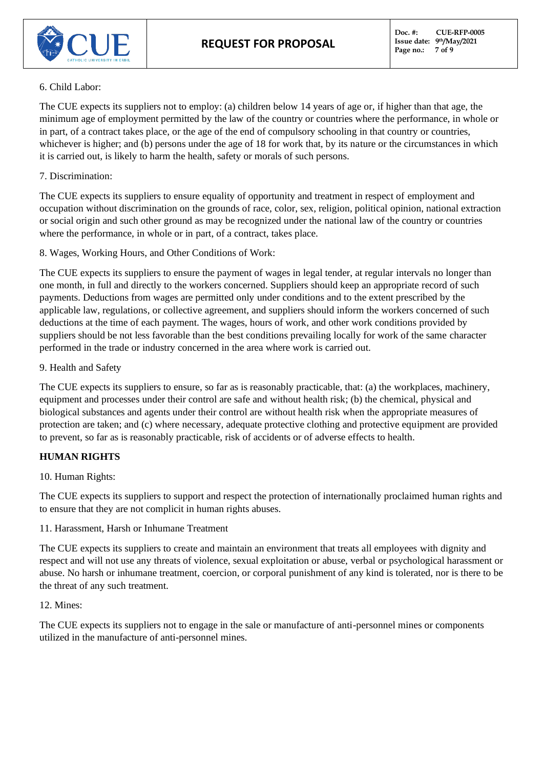6. Child Labor:

The CUE expects its suppliers not to employ: (a) children below 14 years of age or, if higher than that age, the minimum age of employment permitted by the law of the country or countries where the performance, in whole or in part, of a contract takes place, or the age of the end of compulsory schooling in that country or countries, whichever is higher; and (b) persons under the age of 18 for work that, by its nature or the circumstances in which it is carried out, is likely to harm the health, safety or morals of such persons.

7. Discrimination:

The CUE expects its suppliers to ensure equality of opportunity and treatment in respect of employment and occupation without discrimination on the grounds of race, color, sex, religion, political opinion, national extraction or social origin and such other ground as may be recognized under the national law of the country or countries where the performance, in whole or in part, of a contract, takes place.

8. Wages, Working Hours, and Other Conditions of Work:

The CUE expects its suppliers to ensure the payment of wages in legal tender, at regular intervals no longer than one month, in full and directly to the workers concerned. Suppliers should keep an appropriate record of such payments. Deductions from wages are permitted only under conditions and to the extent prescribed by the applicable law, regulations, or collective agreement, and suppliers should inform the workers concerned of such deductions at the time of each payment. The wages, hours of work, and other work conditions provided by suppliers should be not less favorable than the best conditions prevailing locally for work of the same character performed in the trade or industry concerned in the area where work is carried out.

9. Health and Safety

The CUE expects its suppliers to ensure, so far as is reasonably practicable, that: (a) the workplaces, machinery, equipment and processes under their control are safe and without health risk; (b) the chemical, physical and biological substances and agents under their control are without health risk when the appropriate measures of protection are taken; and (c) where necessary, adequate protective clothing and protective equipment are provided to prevent, so far as is reasonably practicable, risk of accidents or of adverse effects to health.

**HUMAN RIGHTS**

10. Human Rights:

The CUE expects its suppliers to support and respect the protection of internationally proclaimed human rights and to ensure that they are not complicit in human rights abuses.

11. Harassment, Harsh or Inhumane Treatment

The CUE expects its suppliers to create and maintain an environment that treats all employees with dignity and respect and will not use any threats of violence, sexual exploitation or abuse, verbal or psychological harassment or abuse. No harsh or inhumane treatment, coercion, or corporal punishment of any kind is tolerated, nor is there to be the threat of any such treatment.

12. Mines:

The CUE expects its suppliers not to engage in the sale or manufacture of anti-personnel mines or components utilized in the manufacture of anti-personnel mines.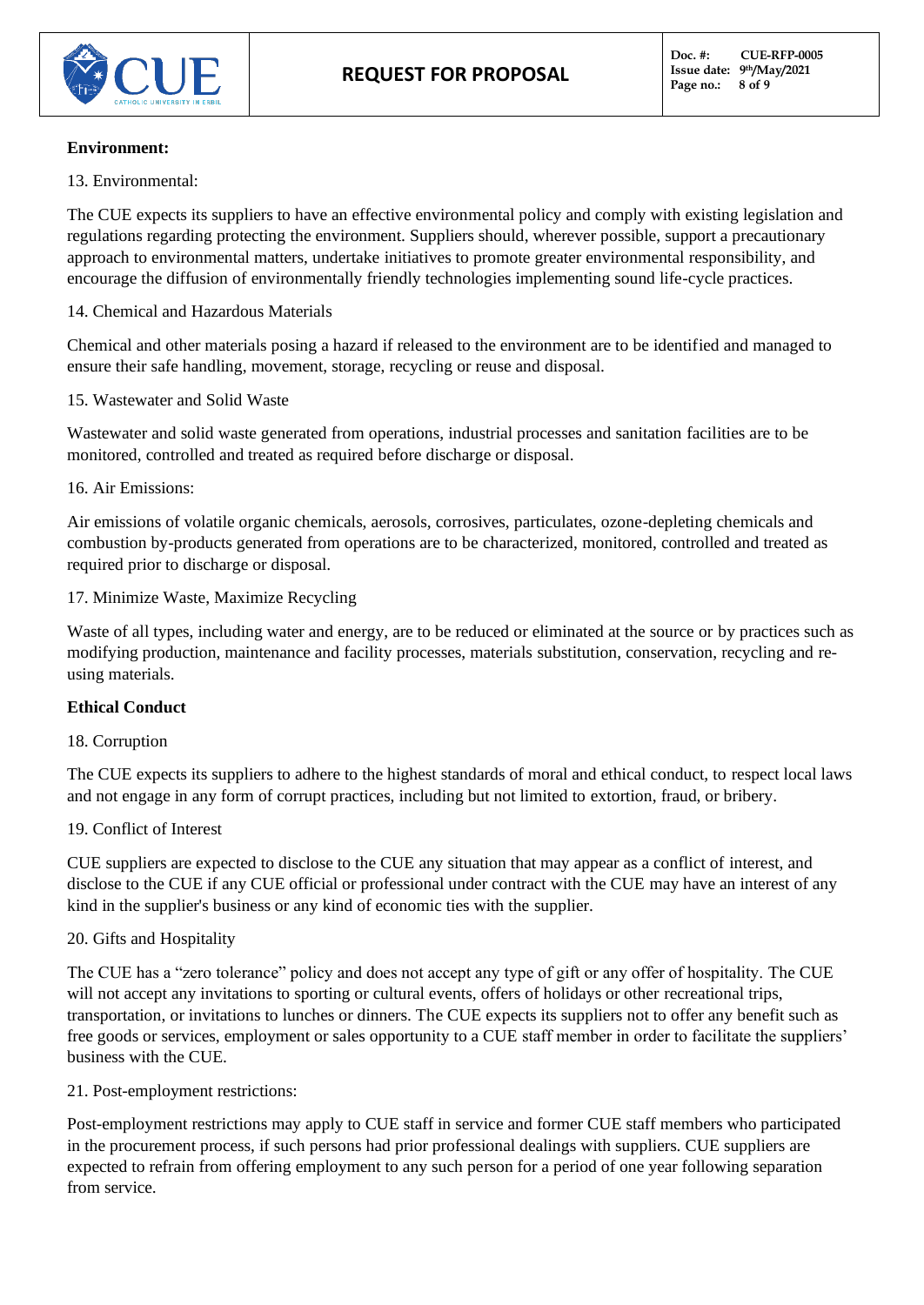**Environment:**

13. Environmental:

The CUE expects its suppliers to have an effective environmental policy and comply with existing legislation and regulations regarding protecting the environment. Suppliers should, wherever possible, support a precautionary approach to environmental matters, undertake initiatives to promote greater environmental responsibility, and encourage the diffusion of environmentally friendly technologies implementing sound life-cycle practices.

14. Chemical and Hazardous Materials

Chemical and other materials posing a hazard if released to the environment are to be identified and managed to ensure their safe handling, movement, storage, recycling or reuse and disposal.

15. Wastewater and Solid Waste

Wastewater and solid waste generated from operations, industrial processes and sanitation facilities are to be monitored, controlled and treated as required before discharge or disposal.

16. Air Emissions:

Air emissions of volatile organic chemicals, aerosols, corrosives, particulates, ozone-depleting chemicals and combustion by-products generated from operations are to be characterized, monitored, controlled and treated as required prior to discharge or disposal.

17. Minimize Waste, Maximize Recycling

Waste of all types, including water and energy, are to be reduced or eliminated at the source or by practices such as modifying production, maintenance and facility processes, materials substitution, conservation, recycling and re-using materials.

**Ethical Conduct**

18. Corruption

The CUE expects its suppliers to adhere to the highest standards of moral and ethical conduct, to respect local laws and not engage in any form of corrupt practices, including but not limited to extortion, fraud, or bribery.

19. Conflict of Interest

CUE suppliers are expected to disclose to the CUE any situation that may appear as a conflict of interest, and disclose to the CUE if any CUE official or professional under contract with the CUE may have an interest of any kind in the supplier's business or any kind of economic ties with the supplier.

20. Gifts and Hospitality

The CUE has a "zero tolerance" policy and does not accept any type of gift or any offer of hospitality. The CUE will not accept any invitations to sporting or cultural events, offers of holidays or other recreational trips, transportation, or invitations to lunches or dinners. The CUE expects its suppliers not to offer any benefit such as free goods or services, employment or sales opportunity to a CUE staff member in order to facilitate the suppliers' business with the CUE.

21. Post-employment restrictions:

Post-employment restrictions may apply to CUE staff in service and former CUE staff members who participated in the procurement process, if such persons had prior professional dealings with suppliers. CUE suppliers are expected to refrain from offering employment to any such person for a period of one year following separation from service.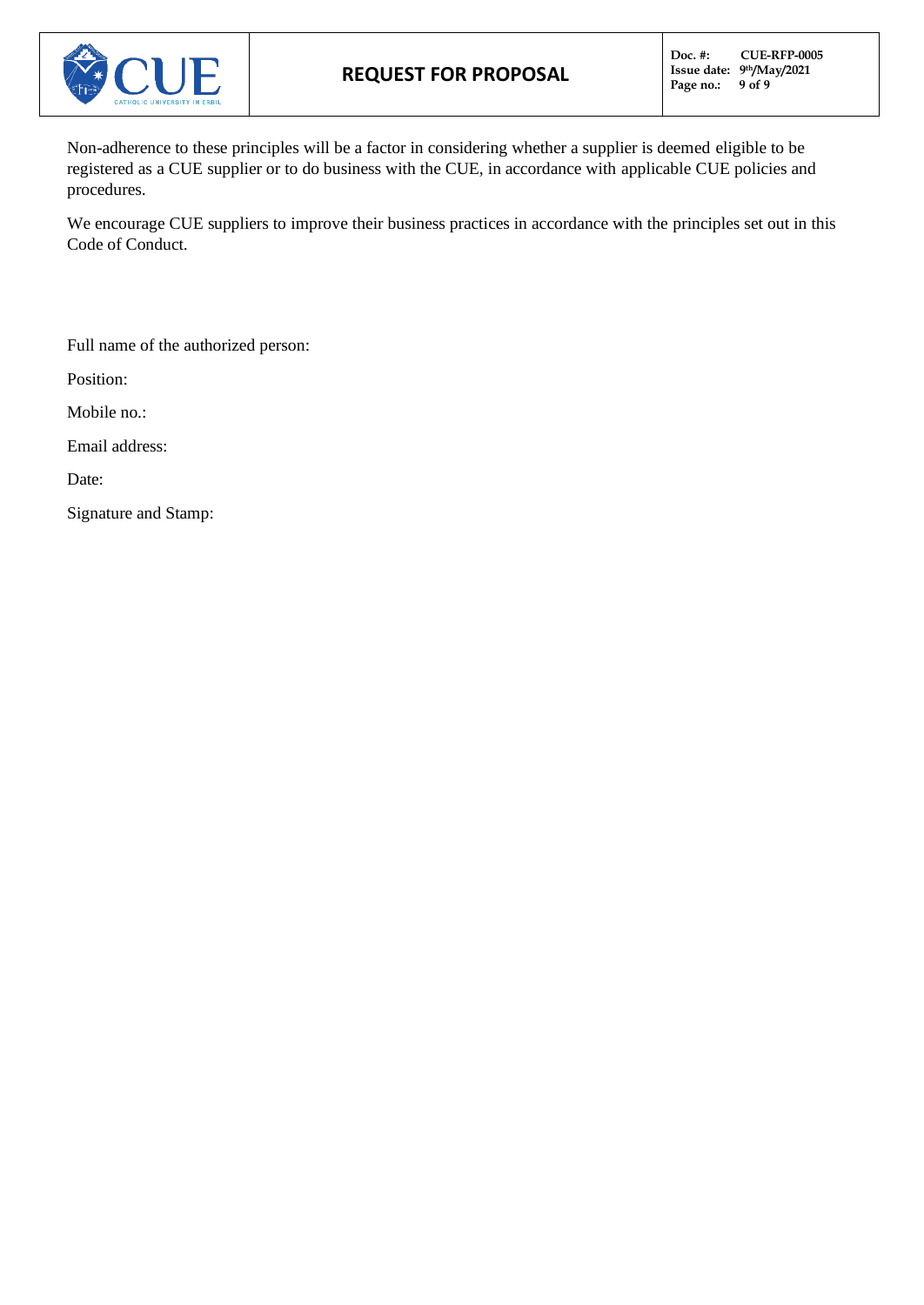Non-adherence to these principles will be a factor in considering whether a supplier is deemed eligible to be registered as a CUE supplier or to do business with the CUE, in accordance with applicable CUE policies and procedures.

We encourage CUE suppliers to improve their business practices in accordance with the principles set out in this Code of Conduct.

Full name of the authorized person:

Position:

Mobile no.:

Email address:

Date:

Signature and Stamp: